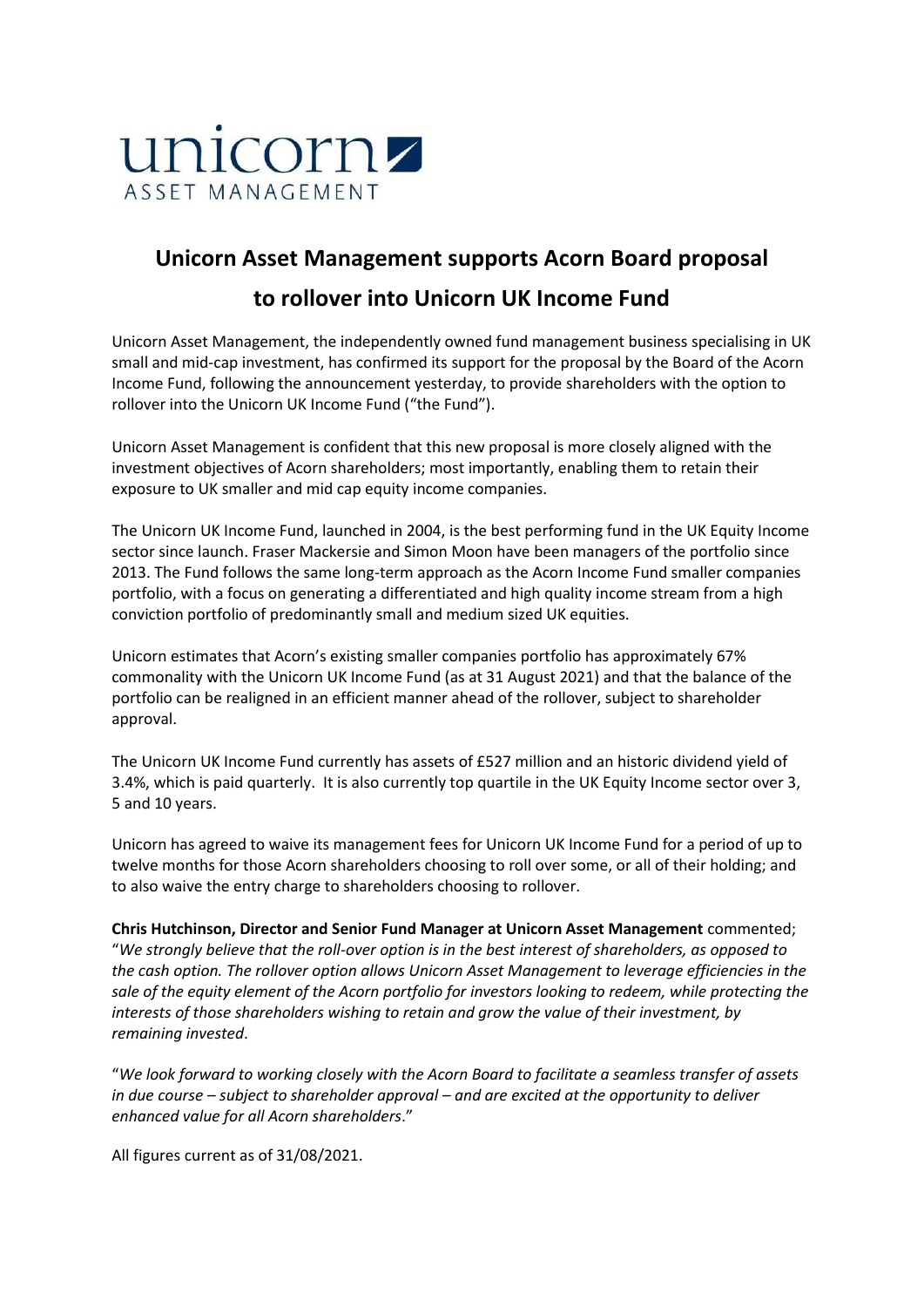unicorn
ASSET MANAGEMENT

# Unicorn Asset Management supports Acorn Board proposal to rollover into Unicorn UK Income Fund

Unicorn Asset Management, the independently owned fund management business specialising in UK small and mid-cap investment, has confirmed its support for the proposal by the Board of the Acorn Income Fund, following the announcement yesterday, to provide shareholders with the option to rollover into the Unicorn UK Income Fund ("the Fund").

Unicorn Asset Management is confident that this new proposal is more closely aligned with the investment objectives of Acorn shareholders; most importantly, enabling them to retain their exposure to UK smaller and mid cap equity income companies.

The Unicorn UK Income Fund, launched in 2004, is the best performing fund in the UK Equity Income sector since launch. Fraser Mackersie and Simon Moon have been managers of the portfolio since 2013. The Fund follows the same long-term approach as the Acorn Income Fund smaller companies portfolio, with a focus on generating a differentiated and high quality income stream from a high conviction portfolio of predominantly small and medium sized UK equities.

Unicorn estimates that Acorn's existing smaller companies portfolio has approximately 67% commonality with the Unicorn UK Income Fund (as at 31 August 2021) and that the balance of the portfolio can be realigned in an efficient manner ahead of the rollover, subject to shareholder approval.

The Unicorn UK Income Fund currently has assets of £527 million and an historic dividend yield of 3.4%, which is paid quarterly. It is also currently top quartile in the UK Equity Income sector over 3, 5 and 10 years.

Unicorn has agreed to waive its management fees for Unicorn UK Income Fund for a period of up to twelve months for those Acorn shareholders choosing to roll over some, or all of their holding; and to also waive the entry charge to shareholders choosing to rollover.

**Chris Hutchinson, Director and Senior Fund Manager at Unicorn Asset Management** commented; "*We strongly believe that the roll-over option is in the best interest of shareholders, as opposed to the cash option. The rollover option allows Unicorn Asset Management to leverage efficiencies in the sale of the equity element of the Acorn portfolio for investors looking to redeem, while protecting the interests of those shareholders wishing to retain and grow the value of their investment, by remaining invested*.

"*We look forward to working closely with the Acorn Board to facilitate a seamless transfer of assets in due course – subject to shareholder approval – and are excited at the opportunity to deliver enhanced value for all Acorn shareholders*."

All figures current as of 31/08/2021.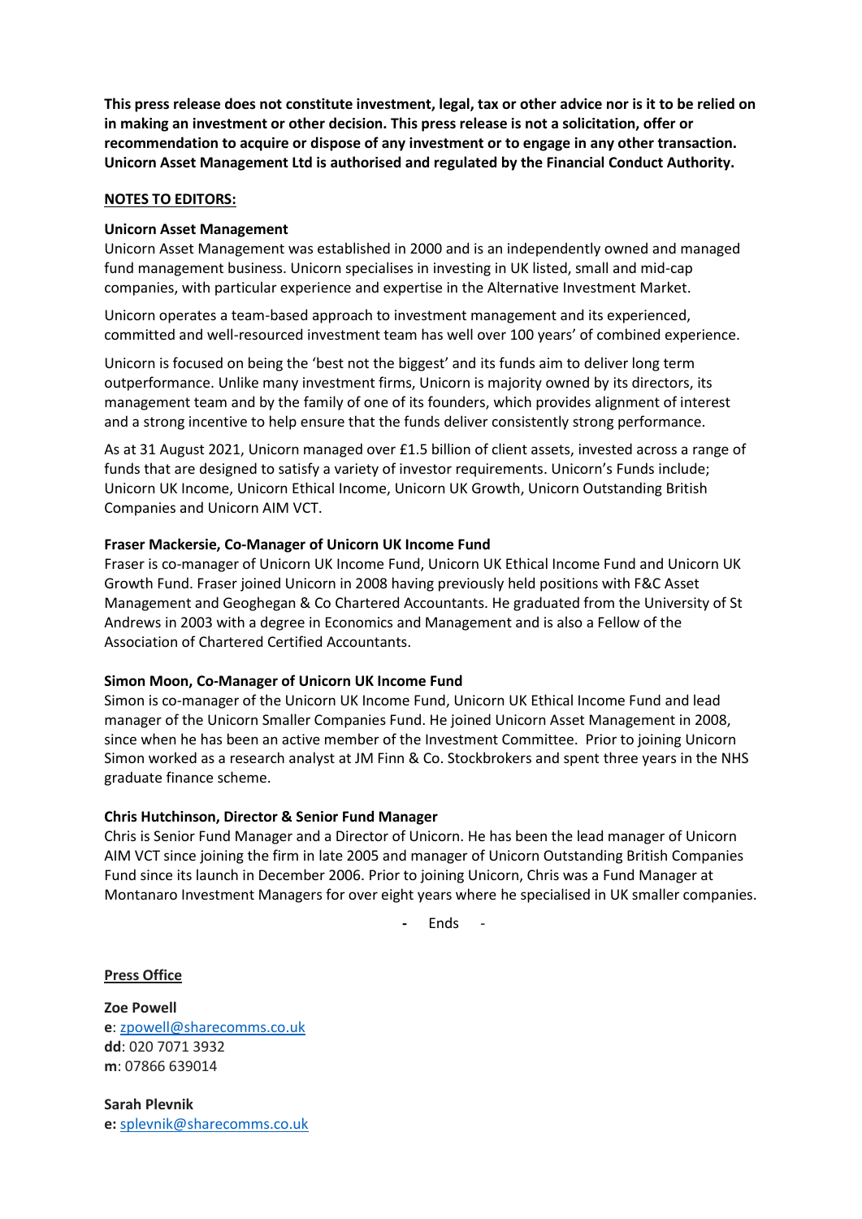**This press release does not constitute investment, legal, tax or other advice nor is it to be relied on in making an investment or other decision. This press release is not a solicitation, offer or recommendation to acquire or dispose of any investment or to engage in any other transaction. Unicorn Asset Management Ltd is authorised and regulated by the Financial Conduct Authority.**

**NOTES TO EDITORS:**

**Unicorn Asset Management**

Unicorn Asset Management was established in 2000 and is an independently owned and managed fund management business. Unicorn specialises in investing in UK listed, small and mid-cap companies, with particular experience and expertise in the Alternative Investment Market.

Unicorn operates a team-based approach to investment management and its experienced, committed and well-resourced investment team has well over 100 years' of combined experience.

Unicorn is focused on being the 'best not the biggest' and its funds aim to deliver long term outperformance. Unlike many investment firms, Unicorn is majority owned by its directors, its management team and by the family of one of its founders, which provides alignment of interest and a strong incentive to help ensure that the funds deliver consistently strong performance.

As at 31 August 2021, Unicorn managed over £1.5 billion of client assets, invested across a range of funds that are designed to satisfy a variety of investor requirements. Unicorn's Funds include; Unicorn UK Income, Unicorn Ethical Income, Unicorn UK Growth, Unicorn Outstanding British Companies and Unicorn AIM VCT.

**Fraser Mackersie, Co-Manager of Unicorn UK Income Fund**

Fraser is co-manager of Unicorn UK Income Fund, Unicorn UK Ethical Income Fund and Unicorn UK Growth Fund. Fraser joined Unicorn in 2008 having previously held positions with F&C Asset Management and Geoghegan & Co Chartered Accountants. He graduated from the University of St Andrews in 2003 with a degree in Economics and Management and is also a Fellow of the Association of Chartered Certified Accountants.

**Simon Moon, Co-Manager of Unicorn UK Income Fund**

Simon is co-manager of the Unicorn UK Income Fund, Unicorn UK Ethical Income Fund and lead manager of the Unicorn Smaller Companies Fund. He joined Unicorn Asset Management in 2008, since when he has been an active member of the Investment Committee. Prior to joining Unicorn Simon worked as a research analyst at JM Finn & Co. Stockbrokers and spent three years in the NHS graduate finance scheme.

**Chris Hutchinson, Director & Senior Fund Manager**

Chris is Senior Fund Manager and a Director of Unicorn. He has been the lead manager of Unicorn AIM VCT since joining the firm in late 2005 and manager of Unicorn Outstanding British Companies Fund since its launch in December 2006. Prior to joining Unicorn, Chris was a Fund Manager at Montanaro Investment Managers for over eight years where he specialised in UK smaller companies.

\- Ends -

**Press Office**

**Zoe Powell**
**e**: zpowell@sharecomms.co.uk
**dd**: 020 7071 3932
**m**: 07866 639014

**Sarah Plevnik**
**e:** splevnik@sharecomms.co.uk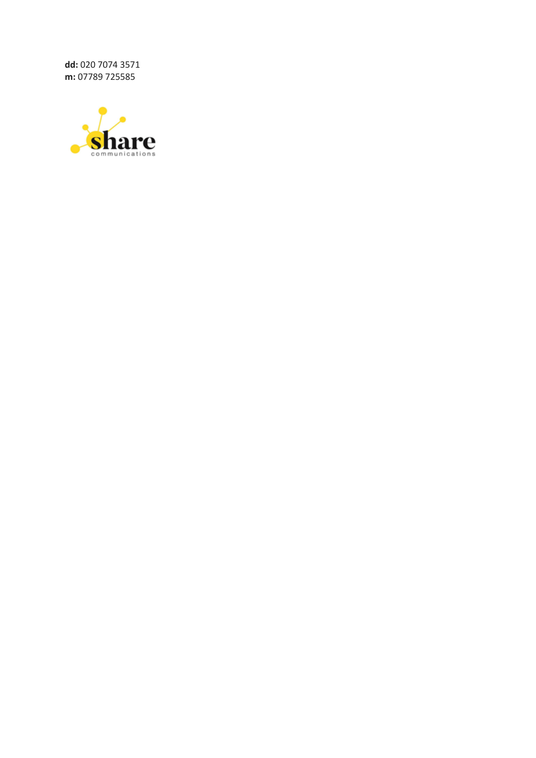**dd:** 020 7074 3571
**m:** 07789 725585

share
communications